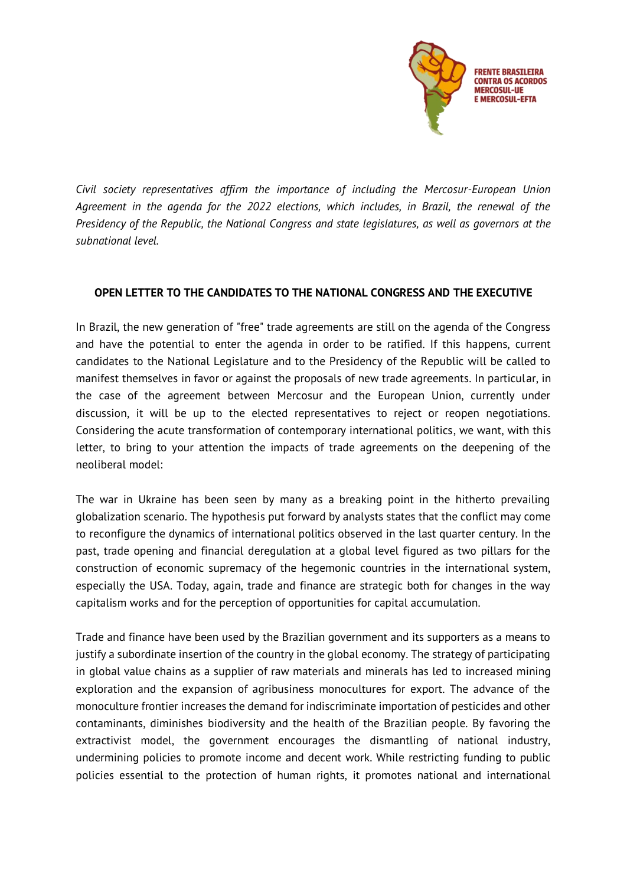FRENTE BRASILEIRA CONTRA OS ACORDOS MERCOSUL-UE E MERCOSUL-EFTA

*Civil society representatives affirm the importance of including the Mercosur-European Union Agreement in the agenda for the 2022 elections, which includes, in Brazil, the renewal of the Presidency of the Republic, the National Congress and state legislatures, as well as governors at the subnational level.*

**OPEN LETTER TO THE CANDIDATES TO THE NATIONAL CONGRESS AND THE EXECUTIVE**

In Brazil, the new generation of "free" trade agreements are still on the agenda of the Congress and have the potential to enter the agenda in order to be ratified. If this happens, current candidates to the National Legislature and to the Presidency of the Republic will be called to manifest themselves in favor or against the proposals of new trade agreements. In particular, in the case of the agreement between Mercosur and the European Union, currently under discussion, it will be up to the elected representatives to reject or reopen negotiations. Considering the acute transformation of contemporary international politics, we want, with this letter, to bring to your attention the impacts of trade agreements on the deepening of the neoliberal model:

The war in Ukraine has been seen by many as a breaking point in the hitherto prevailing globalization scenario. The hypothesis put forward by analysts states that the conflict may come to reconfigure the dynamics of international politics observed in the last quarter century. In the past, trade opening and financial deregulation at a global level figured as two pillars for the construction of economic supremacy of the hegemonic countries in the international system, especially the USA. Today, again, trade and finance are strategic both for changes in the way capitalism works and for the perception of opportunities for capital accumulation.

Trade and finance have been used by the Brazilian government and its supporters as a means to justify a subordinate insertion of the country in the global economy. The strategy of participating in global value chains as a supplier of raw materials and minerals has led to increased mining exploration and the expansion of agribusiness monocultures for export. The advance of the monoculture frontier increases the demand for indiscriminate importation of pesticides and other contaminants, diminishes biodiversity and the health of the Brazilian people. By favoring the extractivist model, the government encourages the dismantling of national industry, undermining policies to promote income and decent work. While restricting funding to public policies essential to the protection of human rights, it promotes national and international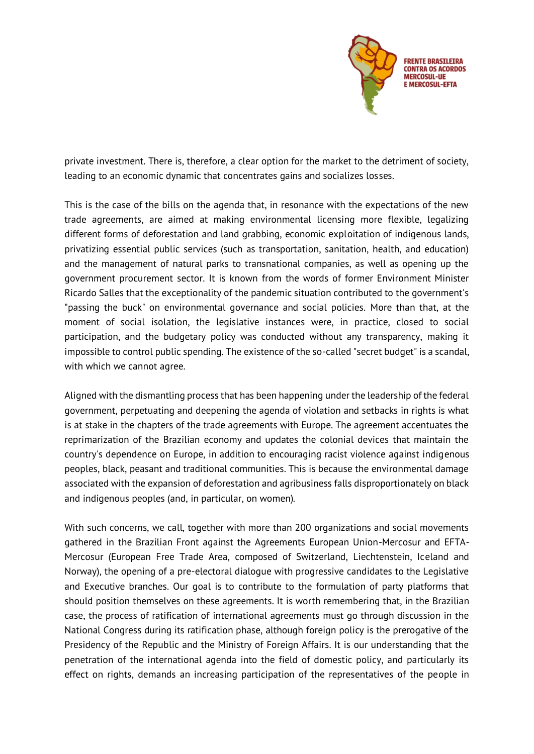private investment. There is, therefore, a clear option for the market to the detriment of society, leading to an economic dynamic that concentrates gains and socializes losses.

This is the case of the bills on the agenda that, in resonance with the expectations of the new trade agreements, are aimed at making environmental licensing more flexible, legalizing different forms of deforestation and land grabbing, economic exploitation of indigenous lands, privatizing essential public services (such as transportation, sanitation, health, and education) and the management of natural parks to transnational companies, as well as opening up the government procurement sector. It is known from the words of former Environment Minister Ricardo Salles that the exceptionality of the pandemic situation contributed to the government's "passing the buck" on environmental governance and social policies. More than that, at the moment of social isolation, the legislative instances were, in practice, closed to social participation, and the budgetary policy was conducted without any transparency, making it impossible to control public spending. The existence of the so-called "secret budget" is a scandal, with which we cannot agree.

Aligned with the dismantling process that has been happening under the leadership of the federal government, perpetuating and deepening the agenda of violation and setbacks in rights is what is at stake in the chapters of the trade agreements with Europe. The agreement accentuates the reprimarization of the Brazilian economy and updates the colonial devices that maintain the country's dependence on Europe, in addition to encouraging racist violence against indigenous peoples, black, peasant and traditional communities. This is because the environmental damage associated with the expansion of deforestation and agribusiness falls disproportionately on black and indigenous peoples (and, in particular, on women).

With such concerns, we call, together with more than 200 organizations and social movements gathered in the Brazilian Front against the Agreements European Union-Mercosur and EFTA-Mercosur (European Free Trade Area, composed of Switzerland, Liechtenstein, Iceland and Norway), the opening of a pre-electoral dialogue with progressive candidates to the Legislative and Executive branches. Our goal is to contribute to the formulation of party platforms that should position themselves on these agreements. It is worth remembering that, in the Brazilian case, the process of ratification of international agreements must go through discussion in the National Congress during its ratification phase, although foreign policy is the prerogative of the Presidency of the Republic and the Ministry of Foreign Affairs. It is our understanding that the penetration of the international agenda into the field of domestic policy, and particularly its effect on rights, demands an increasing participation of the representatives of the people in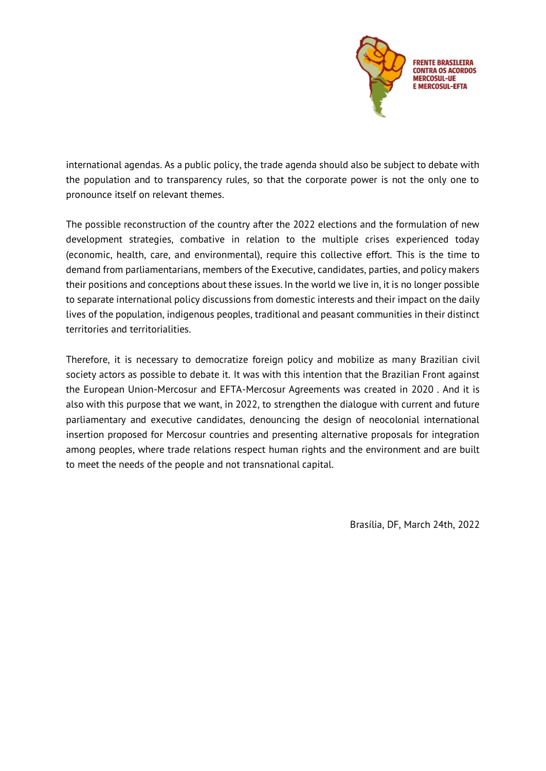international agendas. As a public policy, the trade agenda should also be subject to debate with the population and to transparency rules, so that the corporate power is not the only one to pronounce itself on relevant themes.

The possible reconstruction of the country after the 2022 elections and the formulation of new development strategies, combative in relation to the multiple crises experienced today (economic, health, care, and environmental), require this collective effort. This is the time to demand from parliamentarians, members of the Executive, candidates, parties, and policy makers their positions and conceptions about these issues. In the world we live in, it is no longer possible to separate international policy discussions from domestic interests and their impact on the daily lives of the population, indigenous peoples, traditional and peasant communities in their distinct territories and territorialities.

Therefore, it is necessary to democratize foreign policy and mobilize as many Brazilian civil society actors as possible to debate it. It was with this intention that the Brazilian Front against the European Union-Mercosur and EFTA-Mercosur Agreements was created in 2020 . And it is also with this purpose that we want, in 2022, to strengthen the dialogue with current and future parliamentary and executive candidates, denouncing the design of neocolonial international insertion proposed for Mercosur countries and presenting alternative proposals for integration among peoples, where trade relations respect human rights and the environment and are built to meet the needs of the people and not transnational capital.

Brasília, DF, March 24th, 2022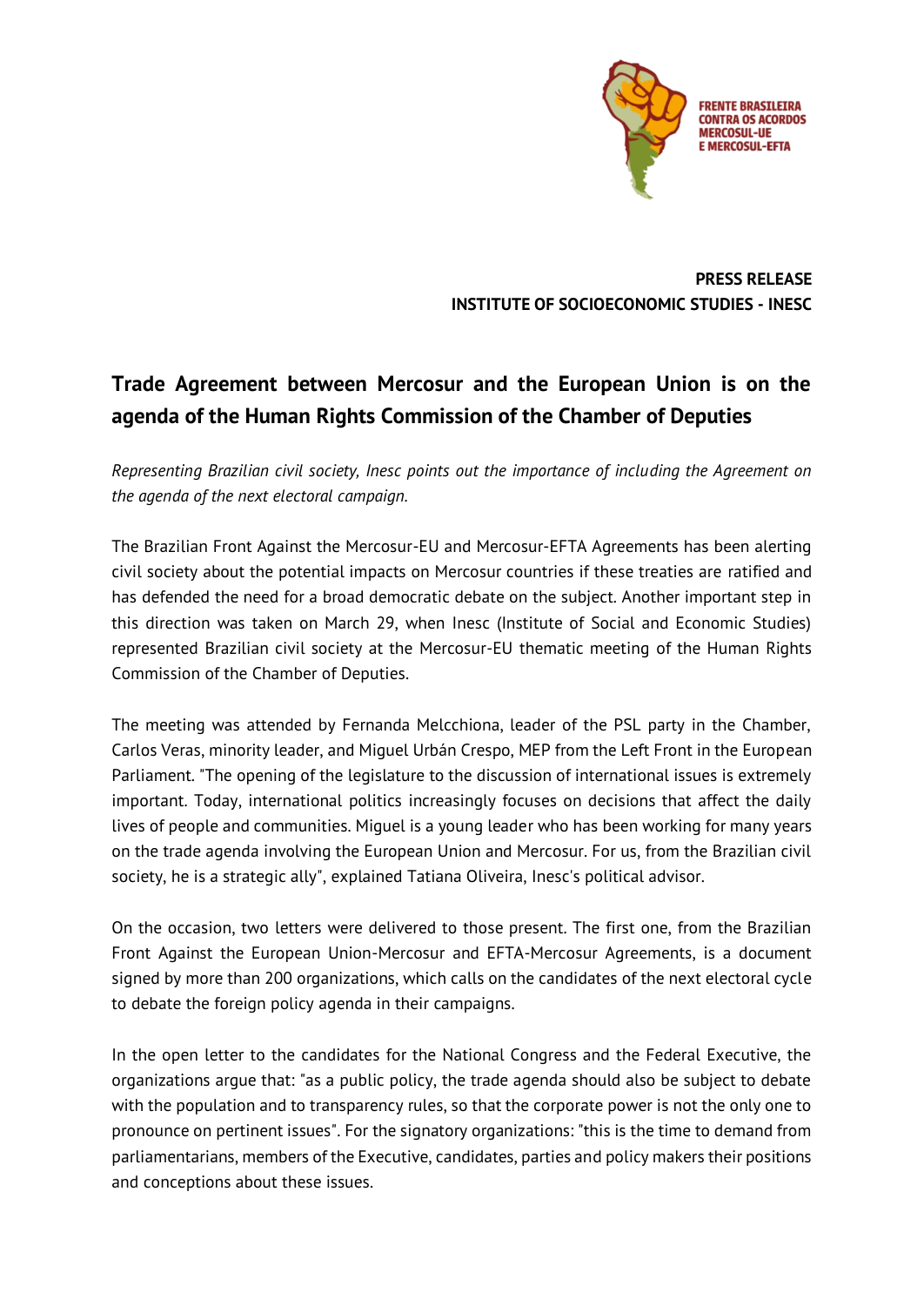FRENTE BRASILEIRA CONTRA OS ACORDOS MERCOSUL-UE E MERCOSUL-EFTA

**PRESS RELEASE**
**INSTITUTE OF SOCIOECONOMIC STUDIES - INESC**

## Trade Agreement between Mercosur and the European Union is on the agenda of the Human Rights Commission of the Chamber of Deputies

*Representing Brazilian civil society, Inesc points out the importance of including the Agreement on the agenda of the next electoral campaign.*

The Brazilian Front Against the Mercosur-EU and Mercosur-EFTA Agreements has been alerting civil society about the potential impacts on Mercosur countries if these treaties are ratified and has defended the need for a broad democratic debate on the subject. Another important step in this direction was taken on March 29, when Inesc (Institute of Social and Economic Studies) represented Brazilian civil society at the Mercosur-EU thematic meeting of the Human Rights Commission of the Chamber of Deputies.

The meeting was attended by Fernanda Melcchiona, leader of the PSL party in the Chamber, Carlos Veras, minority leader, and Miguel Urbán Crespo, MEP from the Left Front in the European Parliament. "The opening of the legislature to the discussion of international issues is extremely important. Today, international politics increasingly focuses on decisions that affect the daily lives of people and communities. Miguel is a young leader who has been working for many years on the trade agenda involving the European Union and Mercosur. For us, from the Brazilian civil society, he is a strategic ally", explained Tatiana Oliveira, Inesc's political advisor.

On the occasion, two letters were delivered to those present. The first one, from the Brazilian Front Against the European Union-Mercosur and EFTA-Mercosur Agreements, is a document signed by more than 200 organizations, which calls on the candidates of the next electoral cycle to debate the foreign policy agenda in their campaigns.

In the open letter to the candidates for the National Congress and the Federal Executive, the organizations argue that: "as a public policy, the trade agenda should also be subject to debate with the population and to transparency rules, so that the corporate power is not the only one to pronounce on pertinent issues". For the signatory organizations: "this is the time to demand from parliamentarians, members of the Executive, candidates, parties and policy makers their positions and conceptions about these issues.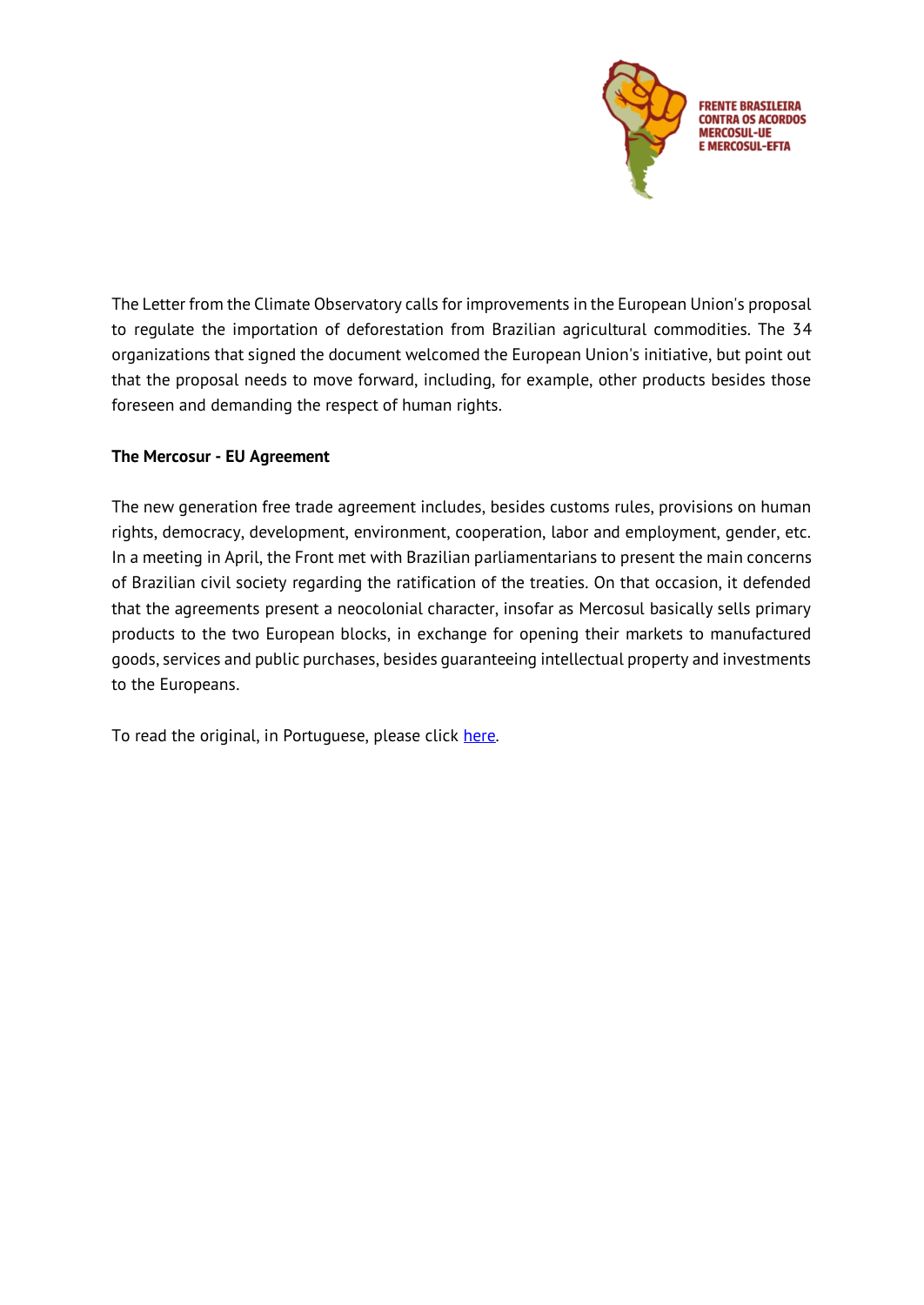The Letter from the Climate Observatory calls for improvements in the European Union's proposal to regulate the importation of deforestation from Brazilian agricultural commodities. The 34 organizations that signed the document welcomed the European Union's initiative, but point out that the proposal needs to move forward, including, for example, other products besides those foreseen and demanding the respect of human rights.

**The Mercosur - EU Agreement**

The new generation free trade agreement includes, besides customs rules, provisions on human rights, democracy, development, environment, cooperation, labor and employment, gender, etc. In a meeting in April, the Front met with Brazilian parliamentarians to present the main concerns of Brazilian civil society regarding the ratification of the treaties. On that occasion, it defended that the agreements present a neocolonial character, insofar as Mercosul basically sells primary products to the two European blocks, in exchange for opening their markets to manufactured goods, services and public purchases, besides guaranteeing intellectual property and investments to the Europeans.

To read the original, in Portuguese, please click here.